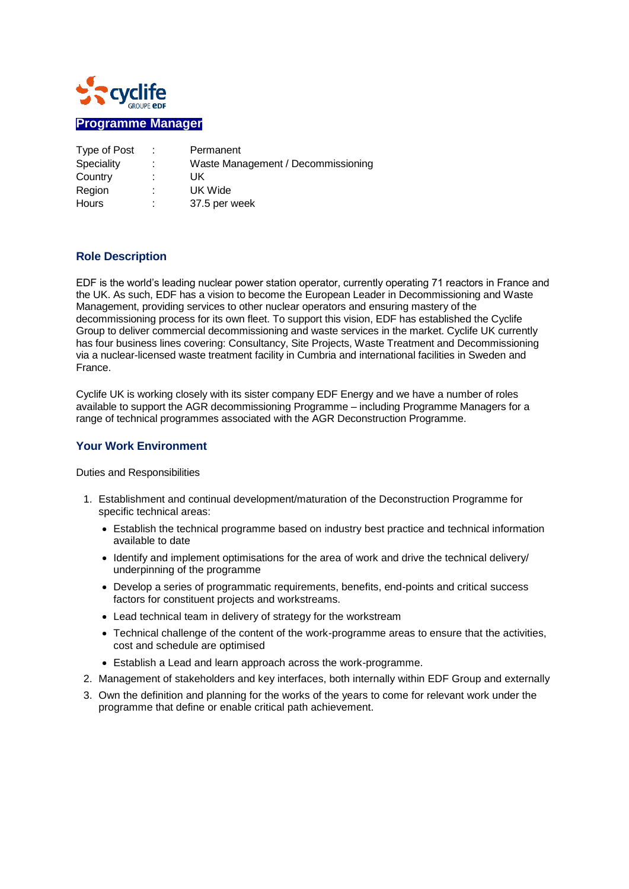cyclife
GROUPE EDF

# Programme Manager

| Type of Post | : | Permanent |
|---|---|---|
| Speciality | : | Waste Management / Decommissioning |
| Country | : | UK |
| Region | : | UK Wide |
| Hours | : | 37.5 per week |

## Role Description

EDF is the world's leading nuclear power station operator, currently operating 71 reactors in France and the UK. As such, EDF has a vision to become the European Leader in Decommissioning and Waste Management, providing services to other nuclear operators and ensuring mastery of the decommissioning process for its own fleet. To support this vision, EDF has established the Cyclife Group to deliver commercial decommissioning and waste services in the market. Cyclife UK currently has four business lines covering: Consultancy, Site Projects, Waste Treatment and Decommissioning via a nuclear-licensed waste treatment facility in Cumbria and international facilities in Sweden and France.

Cyclife UK is working closely with its sister company EDF Energy and we have a number of roles available to support the AGR decommissioning Programme – including Programme Managers for a range of technical programmes associated with the AGR Deconstruction Programme.

## Your Work Environment

Duties and Responsibilities

1. Establishment and continual development/maturation of the Deconstruction Programme for specific technical areas:
   - Establish the technical programme based on industry best practice and technical information available to date
   - Identify and implement optimisations for the area of work and drive the technical delivery/ underpinning of the programme
   - Develop a series of programmatic requirements, benefits, end-points and critical success factors for constituent projects and workstreams.
   - Lead technical team in delivery of strategy for the workstream
   - Technical challenge of the content of the work-programme areas to ensure that the activities, cost and schedule are optimised
   - Establish a Lead and learn approach across the work-programme.
2. Management of stakeholders and key interfaces, both internally within EDF Group and externally
3. Own the definition and planning for the works of the years to come for relevant work under the programme that define or enable critical path achievement.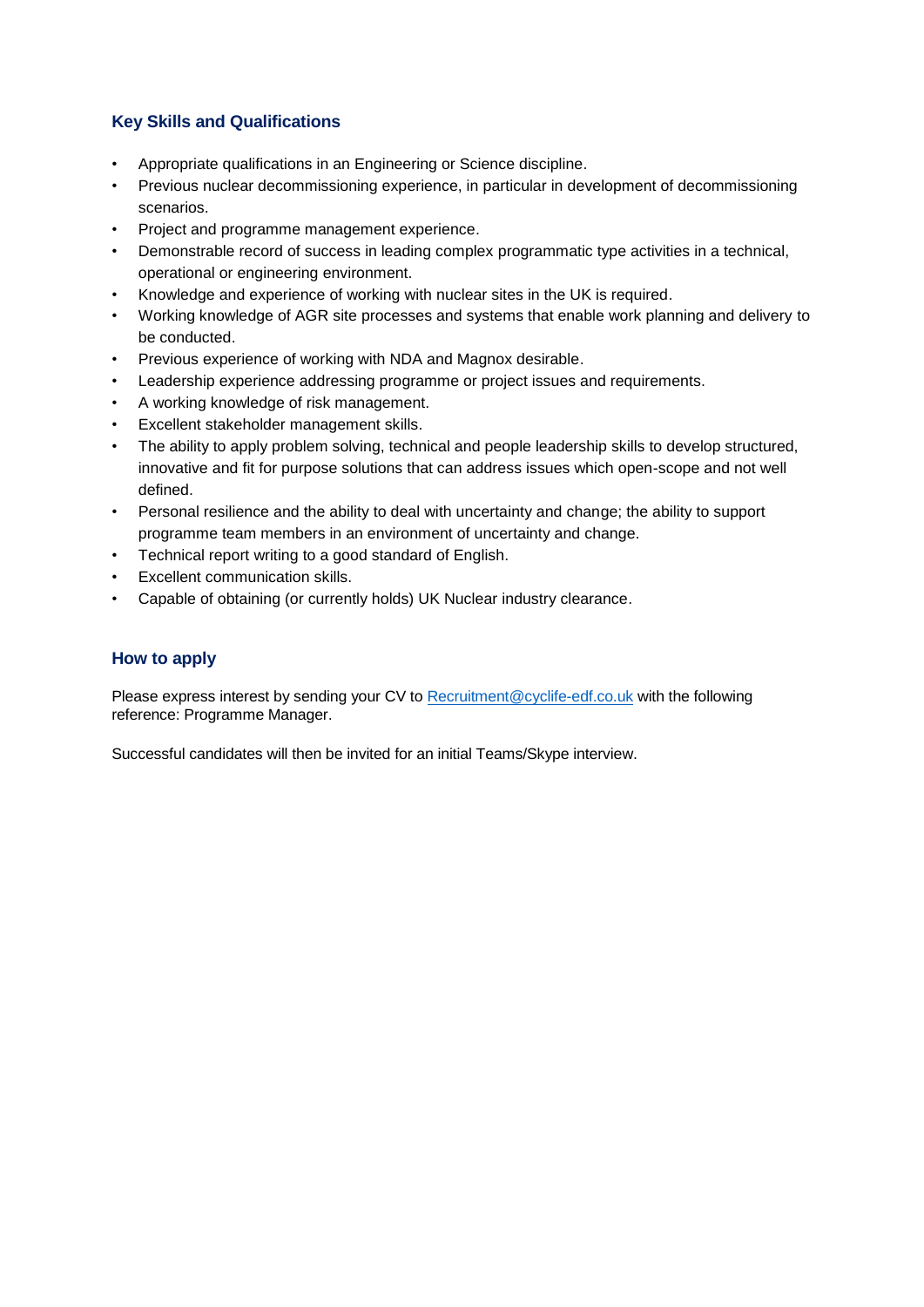## Key Skills and Qualifications

- Appropriate qualifications in an Engineering or Science discipline.
- Previous nuclear decommissioning experience, in particular in development of decommissioning scenarios.
- Project and programme management experience.
- Demonstrable record of success in leading complex programmatic type activities in a technical, operational or engineering environment.
- Knowledge and experience of working with nuclear sites in the UK is required.
- Working knowledge of AGR site processes and systems that enable work planning and delivery to be conducted.
- Previous experience of working with NDA and Magnox desirable.
- Leadership experience addressing programme or project issues and requirements.
- A working knowledge of risk management.
- Excellent stakeholder management skills.
- The ability to apply problem solving, technical and people leadership skills to develop structured, innovative and fit for purpose solutions that can address issues which open-scope and not well defined.
- Personal resilience and the ability to deal with uncertainty and change; the ability to support programme team members in an environment of uncertainty and change.
- Technical report writing to a good standard of English.
- Excellent communication skills.
- Capable of obtaining (or currently holds) UK Nuclear industry clearance.

## How to apply

Please express interest by sending your CV to [Recruitment@cyclife-edf.co.uk](mailto:Recruitment@cyclife-edf.co.uk) with the following reference: Programme Manager.

Successful candidates will then be invited for an initial Teams/Skype interview.